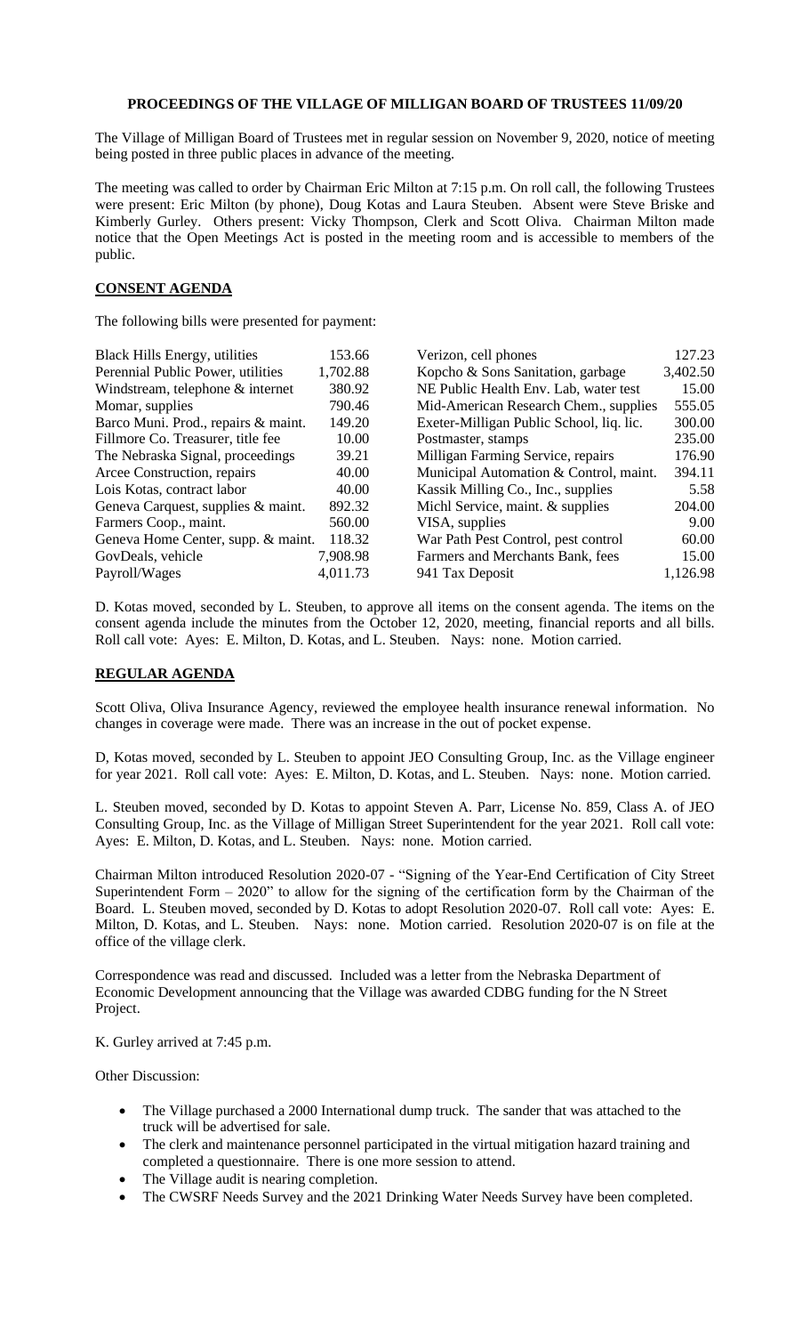# PROCEEDINGS OF THE VILLAGE OF MILLIGAN BOARD OF TRUSTEES 11/09/20

The Village of Milligan Board of Trustees met in regular session on November 9, 2020, notice of meeting being posted in three public places in advance of the meeting.

The meeting was called to order by Chairman Eric Milton at 7:15 p.m. On roll call, the following Trustees were present: Eric Milton (by phone), Doug Kotas and Laura Steuben. Absent were Steve Briske and Kimberly Gurley. Others present: Vicky Thompson, Clerk and Scott Oliva. Chairman Milton made notice that the Open Meetings Act is posted in the meeting room and is accessible to members of the public.

## CONSENT AGENDA

The following bills were presented for payment:

| | | | |
|---|---|---|---|
| Black Hills Energy, utilities | 153.66 | Verizon, cell phones | 127.23 |
| Perennial Public Power, utilities | 1,702.88 | Kopcho & Sons Sanitation, garbage | 3,402.50 |
| Windstream, telephone & internet | 380.92 | NE Public Health Env. Lab, water test | 15.00 |
| Momar, supplies | 790.46 | Mid-American Research Chem., supplies | 555.05 |
| Barco Muni. Prod., repairs & maint. | 149.20 | Exeter-Milligan Public School, liq. lic. | 300.00 |
| Fillmore Co. Treasurer, title fee | 10.00 | Postmaster, stamps | 235.00 |
| The Nebraska Signal, proceedings | 39.21 | Milligan Farming Service, repairs | 176.90 |
| Arcee Construction, repairs | 40.00 | Municipal Automation & Control, maint. | 394.11 |
| Lois Kotas, contract labor | 40.00 | Kassik Milling Co., Inc., supplies | 5.58 |
| Geneva Carquest, supplies & maint. | 892.32 | Michl Service, maint. & supplies | 204.00 |
| Farmers Coop., maint. | 560.00 | VISA, supplies | 9.00 |
| Geneva Home Center, supp. & maint. | 118.32 | War Path Pest Control, pest control | 60.00 |
| GovDeals, vehicle | 7,908.98 | Farmers and Merchants Bank, fees | 15.00 |
| Payroll/Wages | 4,011.73 | 941 Tax Deposit | 1,126.98 |

D. Kotas moved, seconded by L. Steuben, to approve all items on the consent agenda. The items on the consent agenda include the minutes from the October 12, 2020, meeting, financial reports and all bills. Roll call vote: Ayes: E. Milton, D. Kotas, and L. Steuben. Nays: none. Motion carried.

## REGULAR AGENDA

Scott Oliva, Oliva Insurance Agency, reviewed the employee health insurance renewal information. No changes in coverage were made. There was an increase in the out of pocket expense.

D, Kotas moved, seconded by L. Steuben to appoint JEO Consulting Group, Inc. as the Village engineer for year 2021. Roll call vote: Ayes: E. Milton, D. Kotas, and L. Steuben. Nays: none. Motion carried.

L. Steuben moved, seconded by D. Kotas to appoint Steven A. Parr, License No. 859, Class A. of JEO Consulting Group, Inc. as the Village of Milligan Street Superintendent for the year 2021. Roll call vote: Ayes: E. Milton, D. Kotas, and L. Steuben. Nays: none. Motion carried.

Chairman Milton introduced Resolution 2020-07 - "Signing of the Year-End Certification of City Street Superintendent Form – 2020" to allow for the signing of the certification form by the Chairman of the Board. L. Steuben moved, seconded by D. Kotas to adopt Resolution 2020-07. Roll call vote: Ayes: E. Milton, D. Kotas, and L. Steuben. Nays: none. Motion carried. Resolution 2020-07 is on file at the office of the village clerk.

Correspondence was read and discussed. Included was a letter from the Nebraska Department of Economic Development announcing that the Village was awarded CDBG funding for the N Street Project.

K. Gurley arrived at 7:45 p.m.

Other Discussion:

- The Village purchased a 2000 International dump truck. The sander that was attached to the truck will be advertised for sale.
- The clerk and maintenance personnel participated in the virtual mitigation hazard training and completed a questionnaire. There is one more session to attend.
- The Village audit is nearing completion.
- The CWSRF Needs Survey and the 2021 Drinking Water Needs Survey have been completed.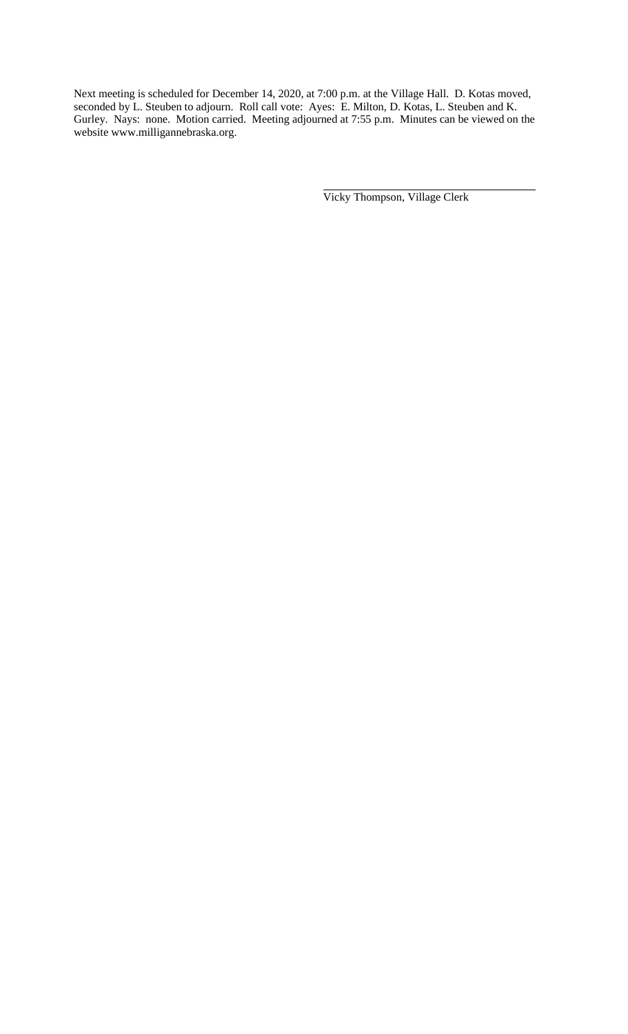Next meeting is scheduled for December 14, 2020, at 7:00 p.m. at the Village Hall. D. Kotas moved, seconded by L. Steuben to adjourn. Roll call vote: Ayes: E. Milton, D. Kotas, L. Steuben and K. Gurley. Nays: none. Motion carried. Meeting adjourned at 7:55 p.m. Minutes can be viewed on the website www.milligannebraska.org.

\_\_\_\_\_\_\_\_\_\_\_\_\_\_\_\_\_\_\_\_\_\_\_\_\_\_\_\_\_\_\_\_\_\_

Vicky Thompson, Village Clerk